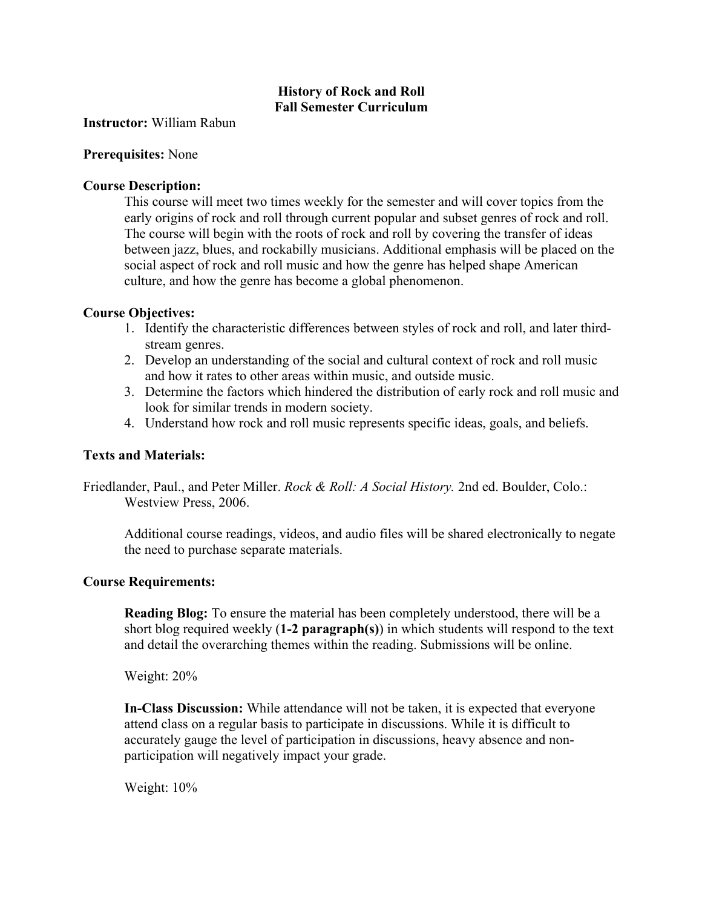# History of Rock and Roll
## Fall Semester Curriculum

**Instructor:** William Rabun

**Prerequisites:** None

**Course Description:**

This course will meet two times weekly for the semester and will cover topics from the early origins of rock and roll through current popular and subset genres of rock and roll. The course will begin with the roots of rock and roll by covering the transfer of ideas between jazz, blues, and rockabilly musicians. Additional emphasis will be placed on the social aspect of rock and roll music and how the genre has helped shape American culture, and how the genre has become a global phenomenon.

**Course Objectives:**

1. Identify the characteristic differences between styles of rock and roll, and later third-stream genres.
2. Develop an understanding of the social and cultural context of rock and roll music and how it rates to other areas within music, and outside music.
3. Determine the factors which hindered the distribution of early rock and roll music and look for similar trends in modern society.
4. Understand how rock and roll music represents specific ideas, goals, and beliefs.

**Texts and Materials:**

Friedlander, Paul., and Peter Miller. *Rock & Roll: A Social History.* 2nd ed. Boulder, Colo.: Westview Press, 2006.

Additional course readings, videos, and audio files will be shared electronically to negate the need to purchase separate materials.

**Course Requirements:**

**Reading Blog:** To ensure the material has been completely understood, there will be a short blog required weekly (**1-2 paragraph(s)**) in which students will respond to the text and detail the overarching themes within the reading. Submissions will be online.

Weight: 20%

**In-Class Discussion:** While attendance will not be taken, it is expected that everyone attend class on a regular basis to participate in discussions. While it is difficult to accurately gauge the level of participation in discussions, heavy absence and non-participation will negatively impact your grade.

Weight: 10%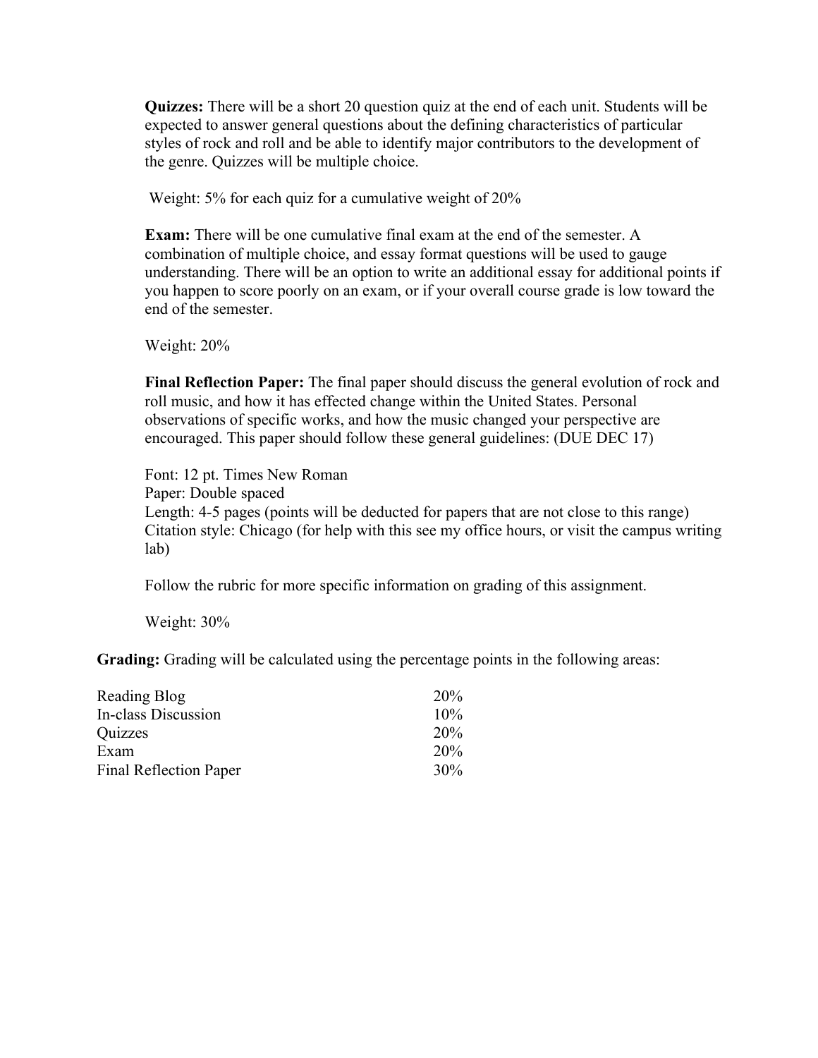**Quizzes:** There will be a short 20 question quiz at the end of each unit. Students will be expected to answer general questions about the defining characteristics of particular styles of rock and roll and be able to identify major contributors to the development of the genre. Quizzes will be multiple choice.

Weight: 5% for each quiz for a cumulative weight of 20%

**Exam:** There will be one cumulative final exam at the end of the semester. A combination of multiple choice, and essay format questions will be used to gauge understanding. There will be an option to write an additional essay for additional points if you happen to score poorly on an exam, or if your overall course grade is low toward the end of the semester.

Weight: 20%

**Final Reflection Paper:** The final paper should discuss the general evolution of rock and roll music, and how it has effected change within the United States. Personal observations of specific works, and how the music changed your perspective are encouraged. This paper should follow these general guidelines: (DUE DEC 17)

Font: 12 pt. Times New Roman
Paper: Double spaced
Length: 4-5 pages (points will be deducted for papers that are not close to this range)
Citation style: Chicago (for help with this see my office hours, or visit the campus writing lab)

Follow the rubric for more specific information on grading of this assignment.

Weight: 30%

**Grading:** Grading will be calculated using the percentage points in the following areas:

| | |
|---|---|
| Reading Blog | 20% |
| In-class Discussion | 10% |
| Quizzes | 20% |
| Exam | 20% |
| Final Reflection Paper | 30% |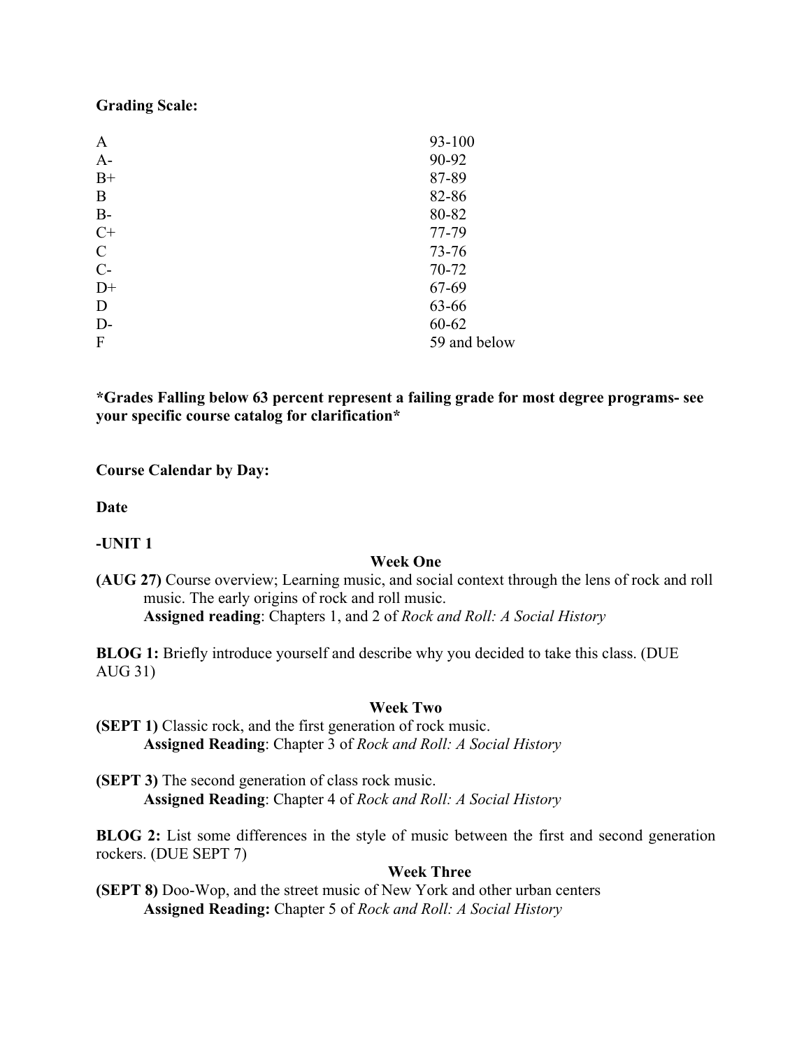**Grading Scale:**

| | |
|---|---|
| A | 93-100 |
| A- | 90-92 |
| B+ | 87-89 |
| B | 82-86 |
| B- | 80-82 |
| C+ | 77-79 |
| C | 73-76 |
| C- | 70-72 |
| D+ | 67-69 |
| D | 63-66 |
| D- | 60-62 |
| F | 59 and below |

**\*Grades Falling below 63 percent represent a failing grade for most degree programs- see your specific course catalog for clarification\***

**Course Calendar by Day:**

**Date**

**-UNIT 1**

**Week One**

**(AUG 27)** Course overview; Learning music, and social context through the lens of rock and roll music. The early origins of rock and roll music.
**Assigned reading**: Chapters 1, and 2 of *Rock and Roll: A Social History*

**BLOG 1:** Briefly introduce yourself and describe why you decided to take this class. (DUE AUG 31)

**Week Two**

**(SEPT 1)** Classic rock, and the first generation of rock music.
**Assigned Reading**: Chapter 3 of *Rock and Roll: A Social History*

**(SEPT 3)** The second generation of class rock music.
**Assigned Reading**: Chapter 4 of *Rock and Roll: A Social History*

**BLOG 2:** List some differences in the style of music between the first and second generation rockers. (DUE SEPT 7)

**Week Three**

**(SEPT 8)** Doo-Wop, and the street music of New York and other urban centers
**Assigned Reading:** Chapter 5 of *Rock and Roll: A Social History*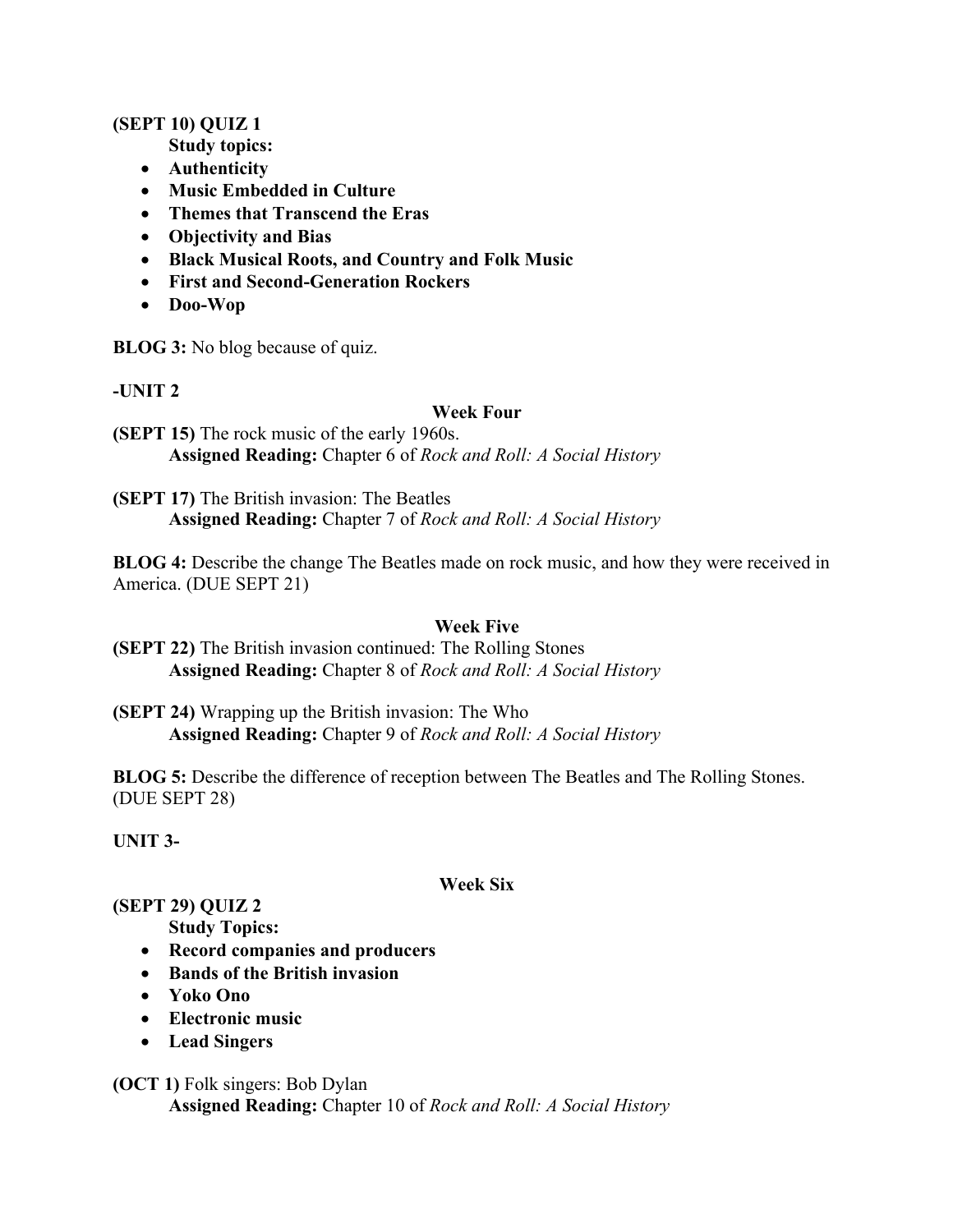**(SEPT 10) QUIZ 1**

**Study topics:**

- **Authenticity**
- **Music Embedded in Culture**
- **Themes that Transcend the Eras**
- **Objectivity and Bias**
- **Black Musical Roots, and Country and Folk Music**
- **First and Second-Generation Rockers**
- **Doo-Wop**

**BLOG 3:** No blog because of quiz.

**-UNIT 2**

**Week Four**

**(SEPT 15)** The rock music of the early 1960s.
**Assigned Reading:** Chapter 6 of *Rock and Roll: A Social History*

**(SEPT 17)** The British invasion: The Beatles
**Assigned Reading:** Chapter 7 of *Rock and Roll: A Social History*

**BLOG 4:** Describe the change The Beatles made on rock music, and how they were received in America. (DUE SEPT 21)

**Week Five**

**(SEPT 22)** The British invasion continued: The Rolling Stones
**Assigned Reading:** Chapter 8 of *Rock and Roll: A Social History*

**(SEPT 24)** Wrapping up the British invasion: The Who
**Assigned Reading:** Chapter 9 of *Rock and Roll: A Social History*

**BLOG 5:** Describe the difference of reception between The Beatles and The Rolling Stones. (DUE SEPT 28)

**UNIT 3-**

**Week Six**

**(SEPT 29) QUIZ 2**

**Study Topics:**

- **Record companies and producers**
- **Bands of the British invasion**
- **Yoko Ono**
- **Electronic music**
- **Lead Singers**

**(OCT 1)** Folk singers: Bob Dylan
**Assigned Reading:** Chapter 10 of *Rock and Roll: A Social History*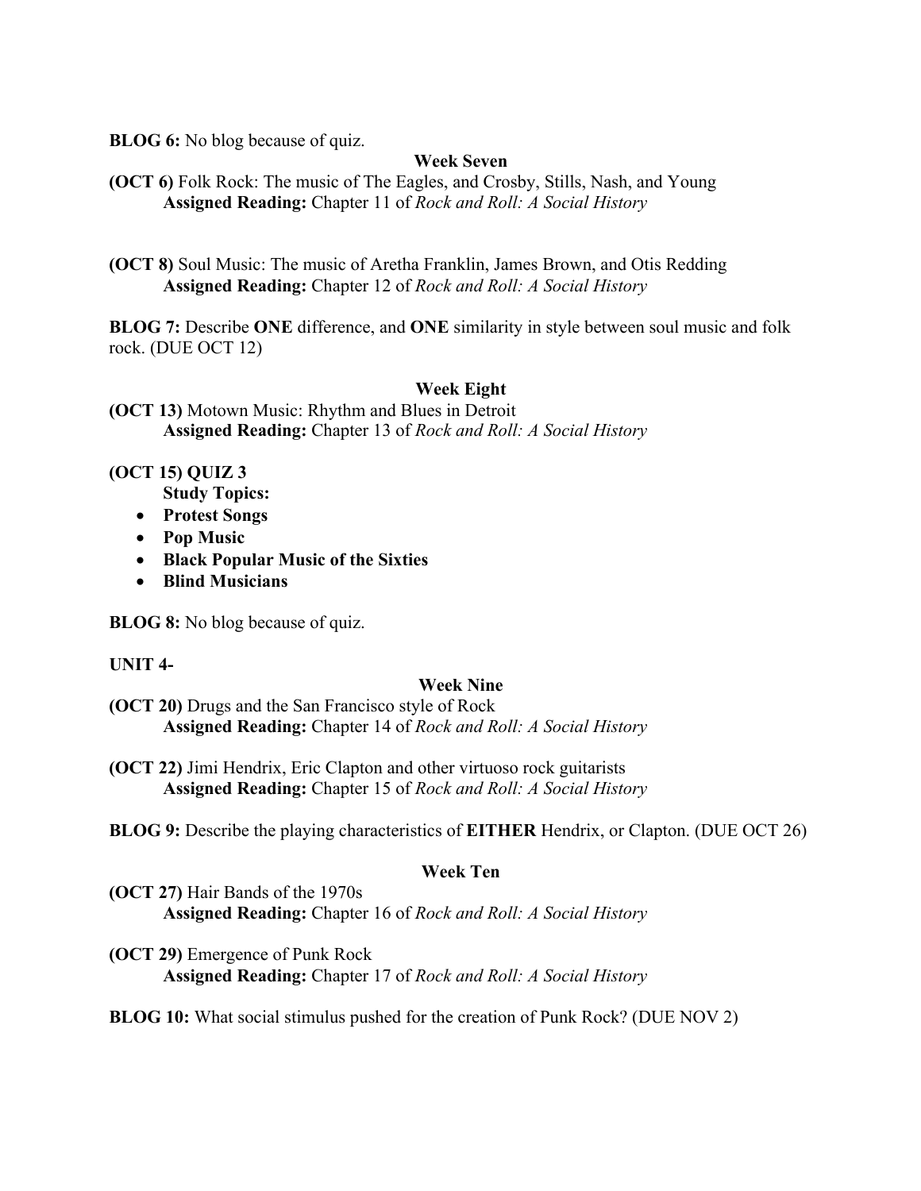**BLOG 6:** No blog because of quiz.

### Week Seven

**(OCT 6)** Folk Rock: The music of The Eagles, and Crosby, Stills, Nash, and Young
**Assigned Reading:** Chapter 11 of *Rock and Roll: A Social History*

**(OCT 8)** Soul Music: The music of Aretha Franklin, James Brown, and Otis Redding
**Assigned Reading:** Chapter 12 of *Rock and Roll: A Social History*

**BLOG 7:** Describe **ONE** difference, and **ONE** similarity in style between soul music and folk rock. (DUE OCT 12)

### Week Eight

**(OCT 13)** Motown Music: Rhythm and Blues in Detroit
**Assigned Reading:** Chapter 13 of *Rock and Roll: A Social History*

**(OCT 15) QUIZ 3**
**Study Topics:**

- **Protest Songs**
- **Pop Music**
- **Black Popular Music of the Sixties**
- **Blind Musicians**

**BLOG 8:** No blog because of quiz.

**UNIT 4-**

### Week Nine

**(OCT 20)** Drugs and the San Francisco style of Rock
**Assigned Reading:** Chapter 14 of *Rock and Roll: A Social History*

**(OCT 22)** Jimi Hendrix, Eric Clapton and other virtuoso rock guitarists
**Assigned Reading:** Chapter 15 of *Rock and Roll: A Social History*

**BLOG 9:** Describe the playing characteristics of **EITHER** Hendrix, or Clapton. (DUE OCT 26)

### Week Ten

**(OCT 27)** Hair Bands of the 1970s
**Assigned Reading:** Chapter 16 of *Rock and Roll: A Social History*

**(OCT 29)** Emergence of Punk Rock
**Assigned Reading:** Chapter 17 of *Rock and Roll: A Social History*

**BLOG 10:** What social stimulus pushed for the creation of Punk Rock? (DUE NOV 2)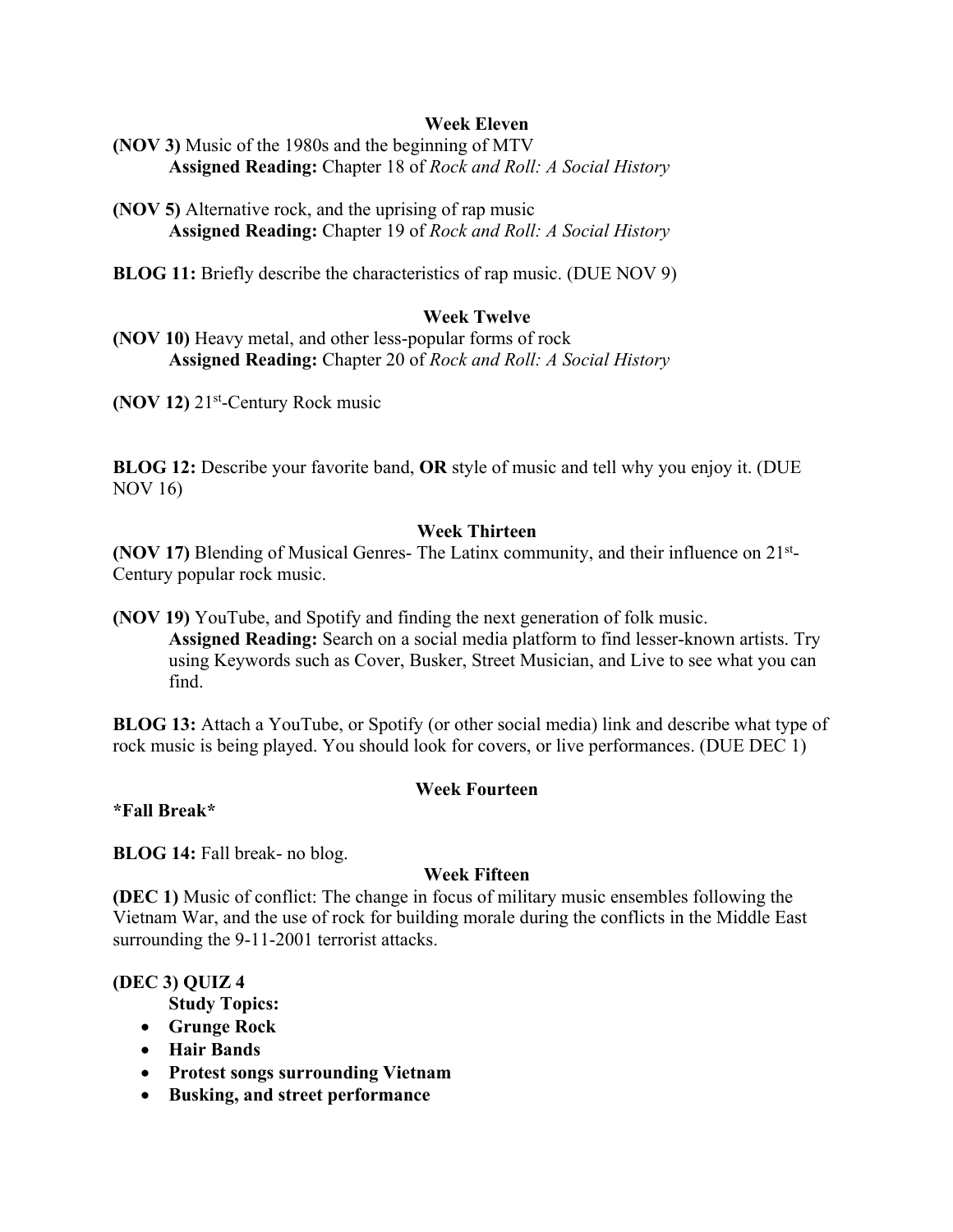### Week Eleven

**(NOV 3)** Music of the 1980s and the beginning of MTV

**Assigned Reading:** Chapter 18 of *Rock and Roll: A Social History*

**(NOV 5)** Alternative rock, and the uprising of rap music

**Assigned Reading:** Chapter 19 of *Rock and Roll: A Social History*

**BLOG 11:** Briefly describe the characteristics of rap music. (DUE NOV 9)

### Week Twelve

**(NOV 10)** Heavy metal, and other less-popular forms of rock

**Assigned Reading:** Chapter 20 of *Rock and Roll: A Social History*

**(NOV 12)** 21st-Century Rock music

**BLOG 12:** Describe your favorite band, **OR** style of music and tell why you enjoy it. (DUE NOV 16)

### Week Thirteen

**(NOV 17)** Blending of Musical Genres- The Latinx community, and their influence on 21st-Century popular rock music.

**(NOV 19)** YouTube, and Spotify and finding the next generation of folk music.

**Assigned Reading:** Search on a social media platform to find lesser-known artists. Try using Keywords such as Cover, Busker, Street Musician, and Live to see what you can find.

**BLOG 13:** Attach a YouTube, or Spotify (or other social media) link and describe what type of rock music is being played. You should look for covers, or live performances. (DUE DEC 1)

### Week Fourteen

**\*Fall Break\***

**BLOG 14:** Fall break- no blog.

### Week Fifteen

**(DEC 1)** Music of conflict: The change in focus of military music ensembles following the Vietnam War, and the use of rock for building morale during the conflicts in the Middle East surrounding the 9-11-2001 terrorist attacks.

**(DEC 3) QUIZ 4**

**Study Topics:**

- **Grunge Rock**
- **Hair Bands**
- **Protest songs surrounding Vietnam**
- **Busking, and street performance**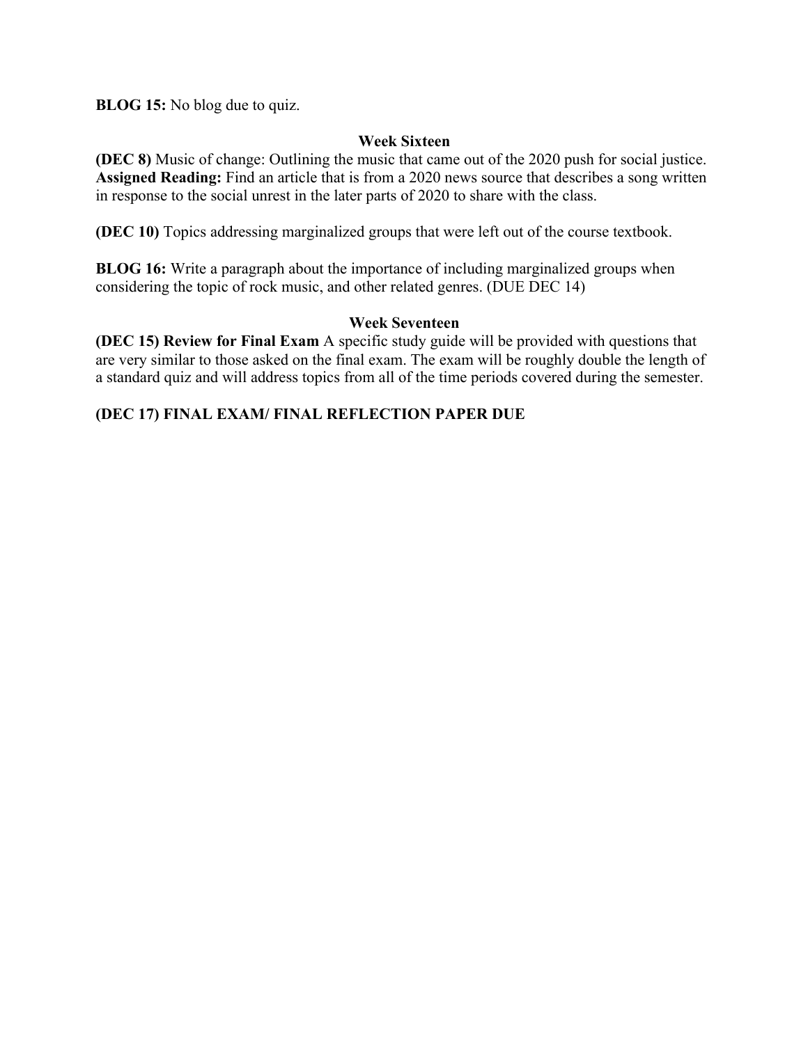**BLOG 15:** No blog due to quiz.

### Week Sixteen

**(DEC 8)** Music of change: Outlining the music that came out of the 2020 push for social justice. **Assigned Reading:** Find an article that is from a 2020 news source that describes a song written in response to the social unrest in the later parts of 2020 to share with the class.

**(DEC 10)** Topics addressing marginalized groups that were left out of the course textbook.

**BLOG 16:** Write a paragraph about the importance of including marginalized groups when considering the topic of rock music, and other related genres. (DUE DEC 14)

### Week Seventeen

**(DEC 15) Review for Final Exam** A specific study guide will be provided with questions that are very similar to those asked on the final exam. The exam will be roughly double the length of a standard quiz and will address topics from all of the time periods covered during the semester.

**(DEC 17) FINAL EXAM/ FINAL REFLECTION PAPER DUE**